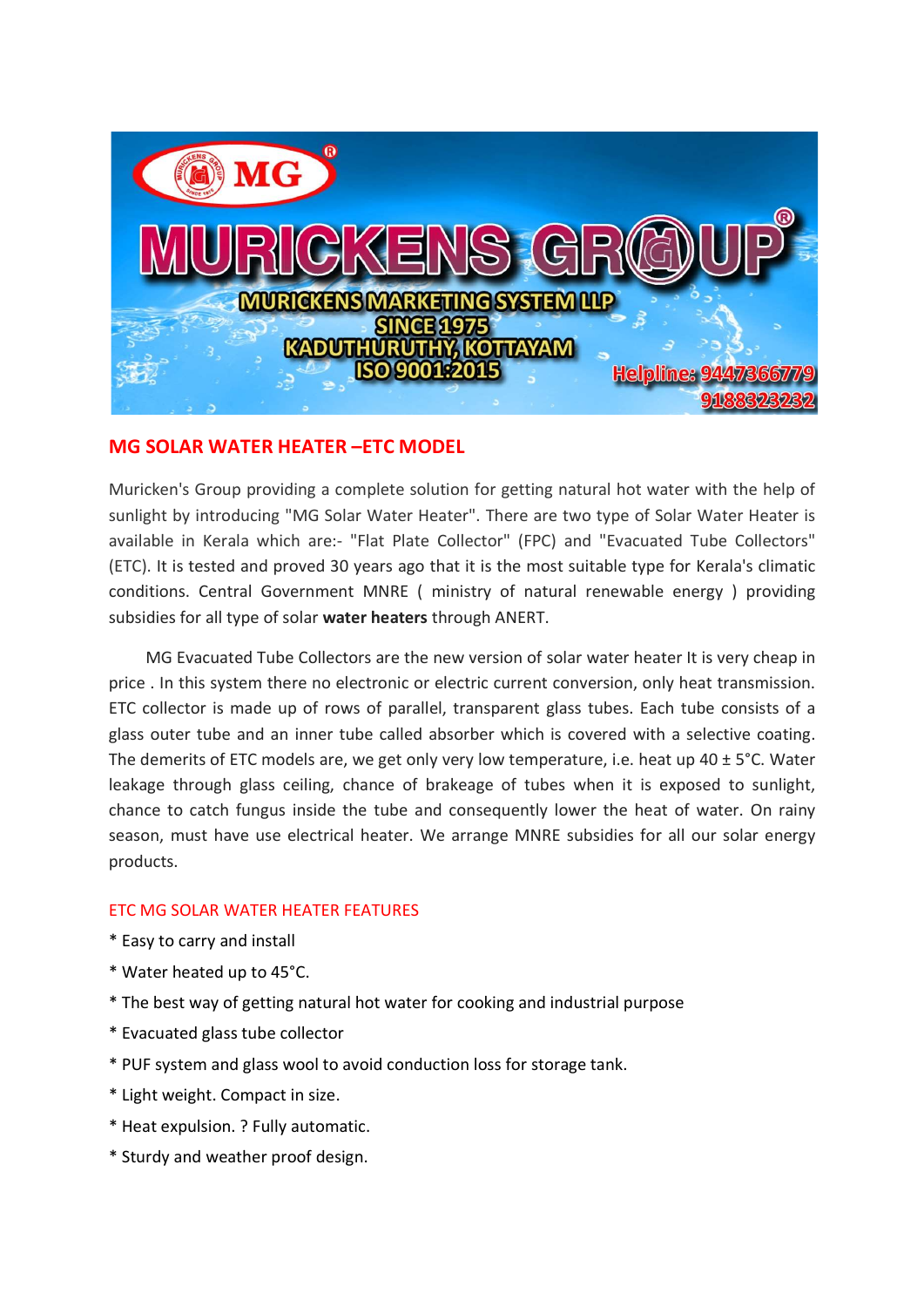MG

MURICKENS GROUP

MURICKENS MARKETING SYSTEM LLP
SINCE 1975
KADUTHURUTHY, KOTTAYAM
ISO 9001:2015

Helpline: 9447366779
9188323232

## MG SOLAR WATER HEATER –ETC MODEL

Muricken's Group providing a complete solution for getting natural hot water with the help of sunlight by introducing "MG Solar Water Heater". There are two type of Solar Water Heater is available in Kerala which are:- "Flat Plate Collector" (FPC) and "Evacuated Tube Collectors" (ETC). It is tested and proved 30 years ago that it is the most suitable type for Kerala's climatic conditions. Central Government MNRE ( ministry of natural renewable energy ) providing subsidies for all type of solar **water heaters** through ANERT.

MG Evacuated Tube Collectors are the new version of solar water heater It is very cheap in price . In this system there no electronic or electric current conversion, only heat transmission. ETC collector is made up of rows of parallel, transparent glass tubes. Each tube consists of a glass outer tube and an inner tube called absorber which is covered with a selective coating. The demerits of ETC models are, we get only very low temperature, i.e. heat up 40 ± 5°C. Water leakage through glass ceiling, chance of brakeage of tubes when it is exposed to sunlight, chance to catch fungus inside the tube and consequently lower the heat of water. On rainy season, must have use electrical heater. We arrange MNRE subsidies for all our solar energy products.

### ETC MG SOLAR WATER HEATER FEATURES

* Easy to carry and install
* Water heated up to 45°C.
* The best way of getting natural hot water for cooking and industrial purpose
* Evacuated glass tube collector
* PUF system and glass wool to avoid conduction loss for storage tank.
* Light weight. Compact in size.
* Heat expulsion. ? Fully automatic.
* Sturdy and weather proof design.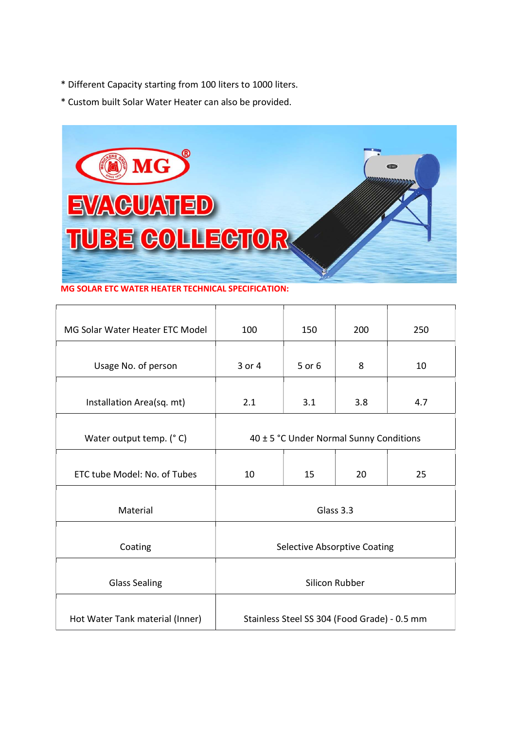* Different Capacity starting from 100 liters to 1000 liters.
* Custom built Solar Water Heater can also be provided.

**MG SOLAR ETC WATER HEATER TECHNICAL SPECIFICATION:**

| MG Solar Water Heater ETC Model | 100 | 150 | 200 | 250 |
|---|---|---|---|---|
| Usage No. of person | 3 or 4 | 5 or 6 | 8 | 10 |
| Installation Area(sq. mt) | 2.1 | 3.1 | 3.8 | 4.7 |
| Water output temp. (° C) | 40 ± 5 °C Under Normal Sunny Conditions | | | |
| ETC tube Model: No. of Tubes | 10 | 15 | 20 | 25 |
| Material | Glass 3.3 | | | |
| Coating | Selective Absorptive Coating | | | |
| Glass Sealing | Silicon Rubber | | | |
| Hot Water Tank material (Inner) | Stainless Steel SS 304 (Food Grade) - 0.5 mm | | | |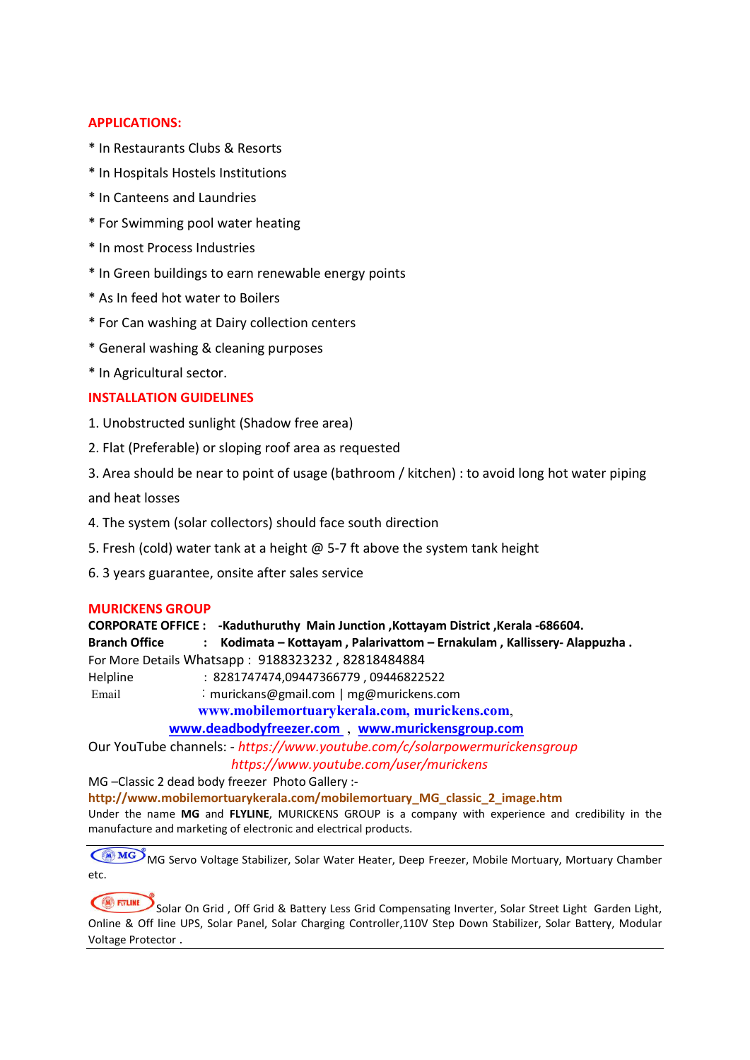## APPLICATIONS:

* In Restaurants Clubs & Resorts
* In Hospitals Hostels Institutions
* In Canteens and Laundries
* For Swimming pool water heating
* In most Process Industries
* In Green buildings to earn renewable energy points
* As In feed hot water to Boilers
* For Can washing at Dairy collection centers
* General washing & cleaning purposes
* In Agricultural sector.

## INSTALLATION GUIDELINES

1. Unobstructed sunlight (Shadow free area)
2. Flat (Preferable) or sloping roof area as requested
3. Area should be near to point of usage (bathroom / kitchen) : to avoid long hot water piping and heat losses
4. The system (solar collectors) should face south direction
5. Fresh (cold) water tank at a height @ 5-7 ft above the system tank height
6. 3 years guarantee, onsite after sales service

## MURICKENS GROUP

**CORPORATE OFFICE : -Kaduthuruthy Main Junction ,Kottayam District ,Kerala -686604.**

**Branch Office : Kodimata – Kottayam , Palarivattom – Ernakulam , Kallissery- Alappuzha .**

For More Details Whatsapp : 9188323232 , 82818484884

Helpline : 8281747474,09447366779 , 09446822522

Email : murickans@gmail.com | mg@murickens.com

**www.mobilemortuarykerala.com, murickens.com**,

www.deadbodyfreezer.com , www.murickensgroup.com

Our YouTube channels: - *https://www.youtube.com/c/solarpowermurickensgroup*

*https://www.youtube.com/user/murickens*

MG –Classic 2 dead body freezer Photo Gallery :-

**http://www.mobilemortuarykerala.com/mobilemortuary_MG_classic_2_image.htm**

Under the name **MG** and **FLYLINE**, MURICKENS GROUP is a company with experience and credibility in the manufacture and marketing of electronic and electrical products.

MG Servo Voltage Stabilizer, Solar Water Heater, Deep Freezer, Mobile Mortuary, Mortuary Chamber etc.

Solar On Grid , Off Grid & Battery Less Grid Compensating Inverter, Solar Street Light Garden Light, Online & Off line UPS, Solar Panel, Solar Charging Controller,110V Step Down Stabilizer, Solar Battery, Modular Voltage Protector .